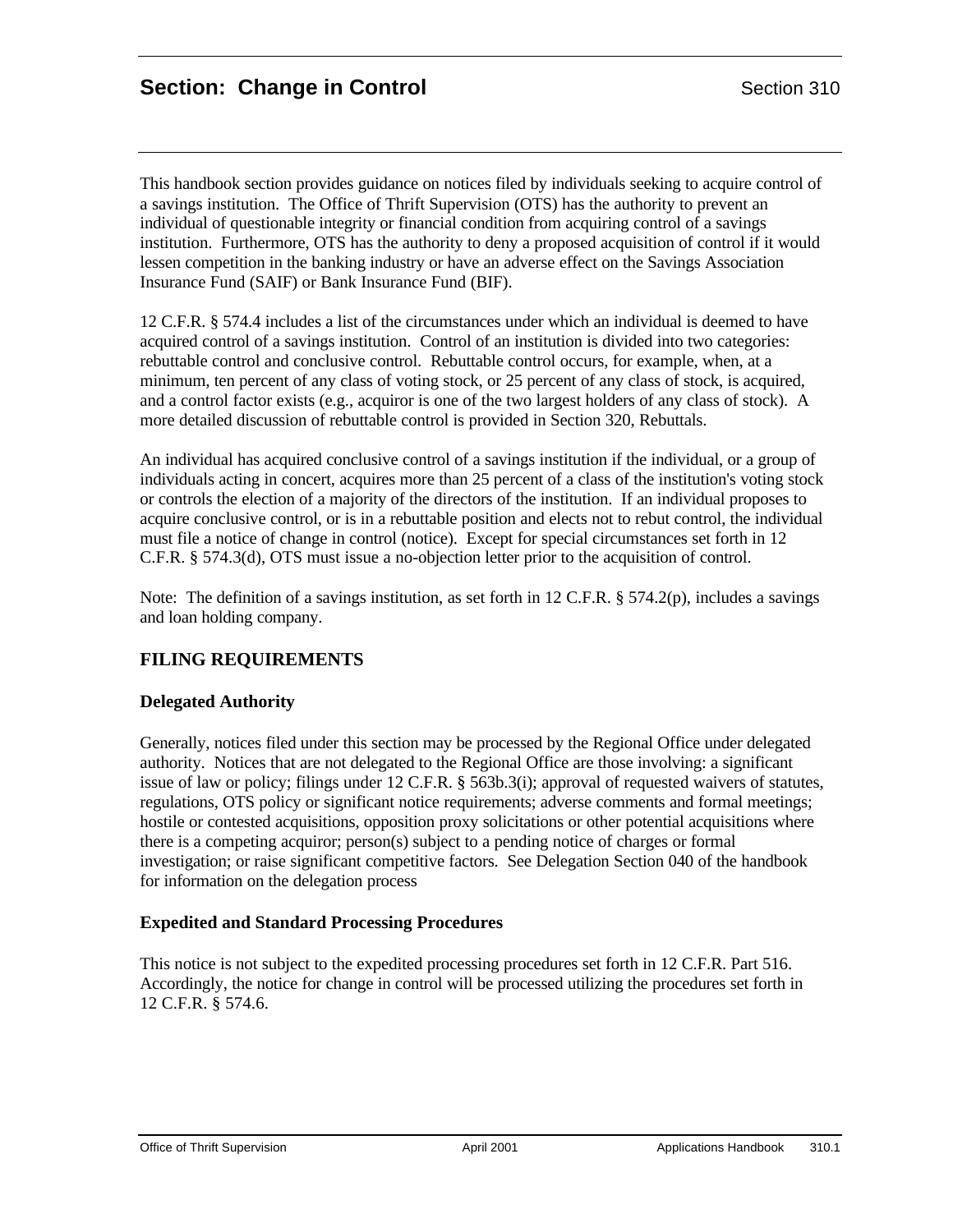# Section: Change in Control

Section 310

This handbook section provides guidance on notices filed by individuals seeking to acquire control of a savings institution. The Office of Thrift Supervision (OTS) has the authority to prevent an individual of questionable integrity or financial condition from acquiring control of a savings institution. Furthermore, OTS has the authority to deny a proposed acquisition of control if it would lessen competition in the banking industry or have an adverse effect on the Savings Association Insurance Fund (SAIF) or Bank Insurance Fund (BIF).

12 C.F.R. § 574.4 includes a list of the circumstances under which an individual is deemed to have acquired control of a savings institution. Control of an institution is divided into two categories: rebuttable control and conclusive control. Rebuttable control occurs, for example, when, at a minimum, ten percent of any class of voting stock, or 25 percent of any class of stock, is acquired, and a control factor exists (e.g., acquiror is one of the two largest holders of any class of stock). A more detailed discussion of rebuttable control is provided in Section 320, Rebuttals.

An individual has acquired conclusive control of a savings institution if the individual, or a group of individuals acting in concert, acquires more than 25 percent of a class of the institution's voting stock or controls the election of a majority of the directors of the institution. If an individual proposes to acquire conclusive control, or is in a rebuttable position and elects not to rebut control, the individual must file a notice of change in control (notice). Except for special circumstances set forth in 12 C.F.R. § 574.3(d), OTS must issue a no-objection letter prior to the acquisition of control.

Note: The definition of a savings institution, as set forth in 12 C.F.R. § 574.2(p), includes a savings and loan holding company.

## FILING REQUIREMENTS

### Delegated Authority

Generally, notices filed under this section may be processed by the Regional Office under delegated authority. Notices that are not delegated to the Regional Office are those involving: a significant issue of law or policy; filings under 12 C.F.R. § 563b.3(i); approval of requested waivers of statutes, regulations, OTS policy or significant notice requirements; adverse comments and formal meetings; hostile or contested acquisitions, opposition proxy solicitations or other potential acquisitions where there is a competing acquiror; person(s) subject to a pending notice of charges or formal investigation; or raise significant competitive factors. See Delegation Section 040 of the handbook for information on the delegation process

### Expedited and Standard Processing Procedures

This notice is not subject to the expedited processing procedures set forth in 12 C.F.R. Part 516. Accordingly, the notice for change in control will be processed utilizing the procedures set forth in 12 C.F.R. § 574.6.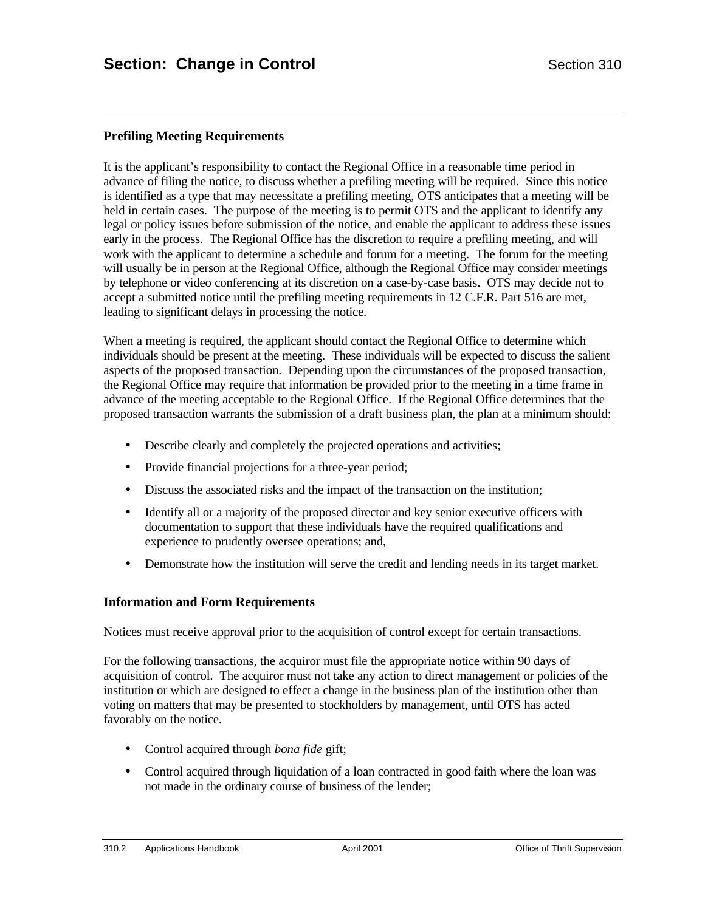### Prefiling Meeting Requirements

It is the applicant's responsibility to contact the Regional Office in a reasonable time period in advance of filing the notice, to discuss whether a prefiling meeting will be required. Since this notice is identified as a type that may necessitate a prefiling meeting, OTS anticipates that a meeting will be held in certain cases. The purpose of the meeting is to permit OTS and the applicant to identify any legal or policy issues before submission of the notice, and enable the applicant to address these issues early in the process. The Regional Office has the discretion to require a prefiling meeting, and will work with the applicant to determine a schedule and forum for a meeting. The forum for the meeting will usually be in person at the Regional Office, although the Regional Office may consider meetings by telephone or video conferencing at its discretion on a case-by-case basis. OTS may decide not to accept a submitted notice until the prefiling meeting requirements in 12 C.F.R. Part 516 are met, leading to significant delays in processing the notice.

When a meeting is required, the applicant should contact the Regional Office to determine which individuals should be present at the meeting. These individuals will be expected to discuss the salient aspects of the proposed transaction. Depending upon the circumstances of the proposed transaction, the Regional Office may require that information be provided prior to the meeting in a time frame in advance of the meeting acceptable to the Regional Office. If the Regional Office determines that the proposed transaction warrants the submission of a draft business plan, the plan at a minimum should:

- Describe clearly and completely the projected operations and activities;
- Provide financial projections for a three-year period;
- Discuss the associated risks and the impact of the transaction on the institution;
- Identify all or a majority of the proposed director and key senior executive officers with documentation to support that these individuals have the required qualifications and experience to prudently oversee operations; and,
- Demonstrate how the institution will serve the credit and lending needs in its target market.

### Information and Form Requirements

Notices must receive approval prior to the acquisition of control except for certain transactions.

For the following transactions, the acquiror must file the appropriate notice within 90 days of acquisition of control. The acquiror must not take any action to direct management or policies of the institution or which are designed to effect a change in the business plan of the institution other than voting on matters that may be presented to stockholders by management, until OTS has acted favorably on the notice.

- Control acquired through *bona fide* gift;
- Control acquired through liquidation of a loan contracted in good faith where the loan was not made in the ordinary course of business of the lender;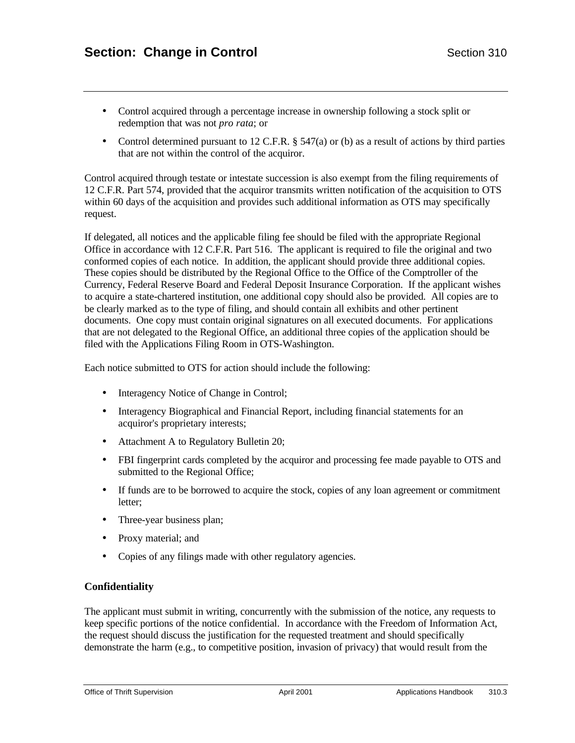- Control acquired through a percentage increase in ownership following a stock split or redemption that was not *pro rata*; or
- Control determined pursuant to 12 C.F.R. § 547(a) or (b) as a result of actions by third parties that are not within the control of the acquiror.

Control acquired through testate or intestate succession is also exempt from the filing requirements of 12 C.F.R. Part 574, provided that the acquiror transmits written notification of the acquisition to OTS within 60 days of the acquisition and provides such additional information as OTS may specifically request.

If delegated, all notices and the applicable filing fee should be filed with the appropriate Regional Office in accordance with 12 C.F.R. Part 516. The applicant is required to file the original and two conformed copies of each notice. In addition, the applicant should provide three additional copies. These copies should be distributed by the Regional Office to the Office of the Comptroller of the Currency, Federal Reserve Board and Federal Deposit Insurance Corporation. If the applicant wishes to acquire a state-chartered institution, one additional copy should also be provided. All copies are to be clearly marked as to the type of filing, and should contain all exhibits and other pertinent documents. One copy must contain original signatures on all executed documents. For applications that are not delegated to the Regional Office, an additional three copies of the application should be filed with the Applications Filing Room in OTS-Washington.

Each notice submitted to OTS for action should include the following:

- Interagency Notice of Change in Control;
- Interagency Biographical and Financial Report, including financial statements for an acquiror's proprietary interests;
- Attachment A to Regulatory Bulletin 20;
- FBI fingerprint cards completed by the acquiror and processing fee made payable to OTS and submitted to the Regional Office;
- If funds are to be borrowed to acquire the stock, copies of any loan agreement or commitment letter;
- Three-year business plan;
- Proxy material; and
- Copies of any filings made with other regulatory agencies.

**Confidentiality**

The applicant must submit in writing, concurrently with the submission of the notice, any requests to keep specific portions of the notice confidential. In accordance with the Freedom of Information Act, the request should discuss the justification for the requested treatment and should specifically demonstrate the harm (e.g., to competitive position, invasion of privacy) that would result from the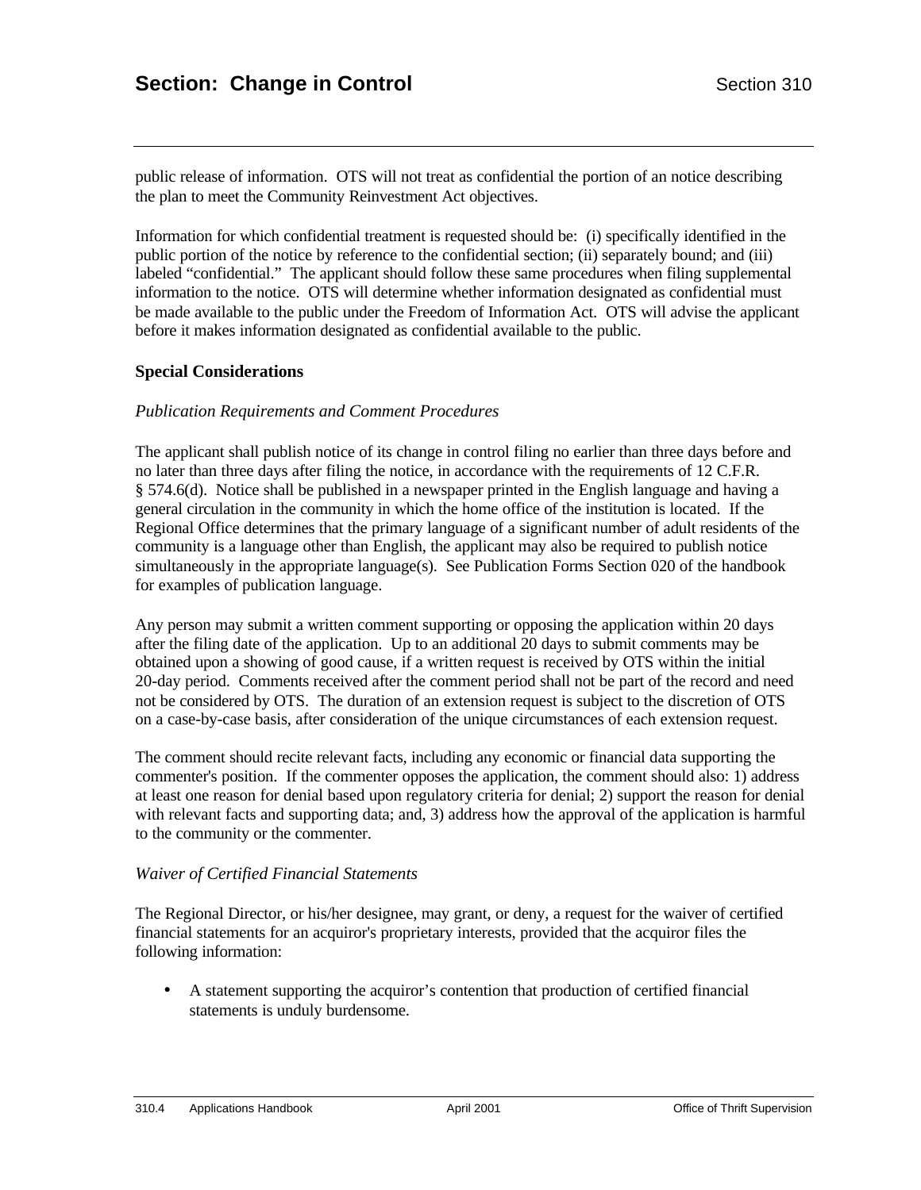public release of information. OTS will not treat as confidential the portion of an notice describing the plan to meet the Community Reinvestment Act objectives.

Information for which confidential treatment is requested should be: (i) specifically identified in the public portion of the notice by reference to the confidential section; (ii) separately bound; and (iii) labeled "confidential." The applicant should follow these same procedures when filing supplemental information to the notice. OTS will determine whether information designated as confidential must be made available to the public under the Freedom of Information Act. OTS will advise the applicant before it makes information designated as confidential available to the public.

### Special Considerations

*Publication Requirements and Comment Procedures*

The applicant shall publish notice of its change in control filing no earlier than three days before and no later than three days after filing the notice, in accordance with the requirements of 12 C.F.R. § 574.6(d). Notice shall be published in a newspaper printed in the English language and having a general circulation in the community in which the home office of the institution is located. If the Regional Office determines that the primary language of a significant number of adult residents of the community is a language other than English, the applicant may also be required to publish notice simultaneously in the appropriate language(s). See Publication Forms Section 020 of the handbook for examples of publication language.

Any person may submit a written comment supporting or opposing the application within 20 days after the filing date of the application. Up to an additional 20 days to submit comments may be obtained upon a showing of good cause, if a written request is received by OTS within the initial 20-day period. Comments received after the comment period shall not be part of the record and need not be considered by OTS. The duration of an extension request is subject to the discretion of OTS on a case-by-case basis, after consideration of the unique circumstances of each extension request.

The comment should recite relevant facts, including any economic or financial data supporting the commenter's position. If the commenter opposes the application, the comment should also: 1) address at least one reason for denial based upon regulatory criteria for denial; 2) support the reason for denial with relevant facts and supporting data; and, 3) address how the approval of the application is harmful to the community or the commenter.

*Waiver of Certified Financial Statements*

The Regional Director, or his/her designee, may grant, or deny, a request for the waiver of certified financial statements for an acquiror's proprietary interests, provided that the acquiror files the following information:

- A statement supporting the acquiror's contention that production of certified financial statements is unduly burdensome.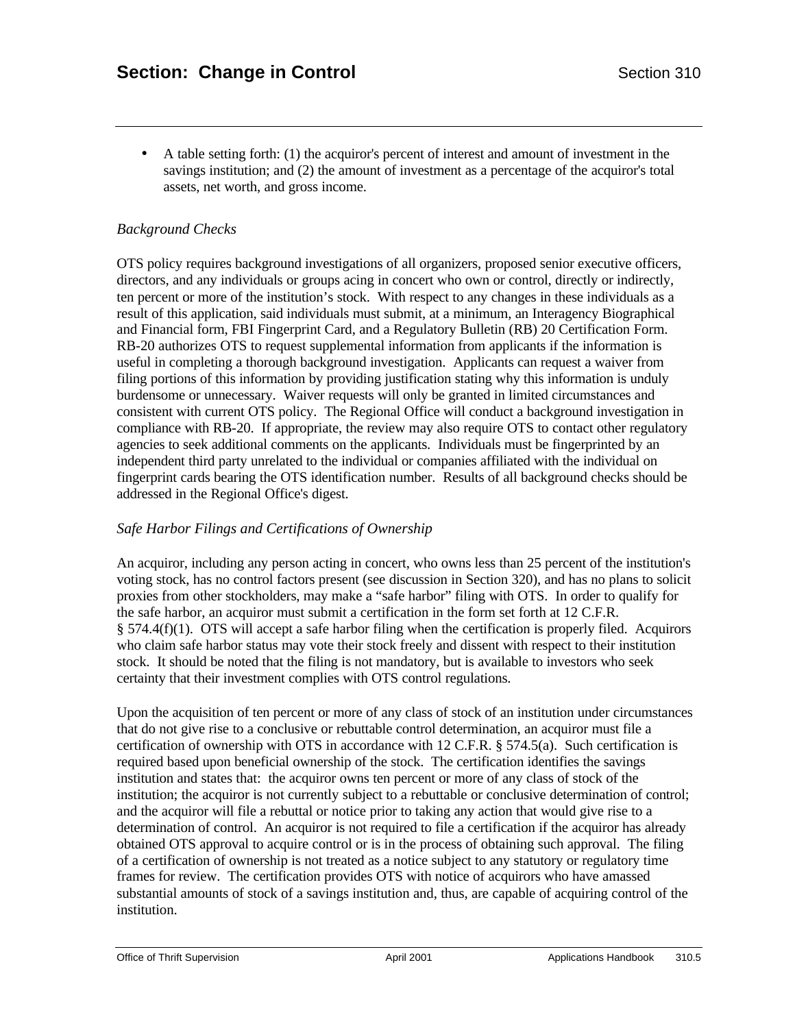- A table setting forth: (1) the acquiror's percent of interest and amount of investment in the savings institution; and (2) the amount of investment as a percentage of the acquiror's total assets, net worth, and gross income.

*Background Checks*

OTS policy requires background investigations of all organizers, proposed senior executive officers, directors, and any individuals or groups acing in concert who own or control, directly or indirectly, ten percent or more of the institution's stock. With respect to any changes in these individuals as a result of this application, said individuals must submit, at a minimum, an Interagency Biographical and Financial form, FBI Fingerprint Card, and a Regulatory Bulletin (RB) 20 Certification Form. RB-20 authorizes OTS to request supplemental information from applicants if the information is useful in completing a thorough background investigation. Applicants can request a waiver from filing portions of this information by providing justification stating why this information is unduly burdensome or unnecessary. Waiver requests will only be granted in limited circumstances and consistent with current OTS policy. The Regional Office will conduct a background investigation in compliance with RB-20. If appropriate, the review may also require OTS to contact other regulatory agencies to seek additional comments on the applicants. Individuals must be fingerprinted by an independent third party unrelated to the individual or companies affiliated with the individual on fingerprint cards bearing the OTS identification number. Results of all background checks should be addressed in the Regional Office's digest.

*Safe Harbor Filings and Certifications of Ownership*

An acquiror, including any person acting in concert, who owns less than 25 percent of the institution's voting stock, has no control factors present (see discussion in Section 320), and has no plans to solicit proxies from other stockholders, may make a "safe harbor" filing with OTS. In order to qualify for the safe harbor, an acquiror must submit a certification in the form set forth at 12 C.F.R. § 574.4(f)(1). OTS will accept a safe harbor filing when the certification is properly filed. Acquirors who claim safe harbor status may vote their stock freely and dissent with respect to their institution stock. It should be noted that the filing is not mandatory, but is available to investors who seek certainty that their investment complies with OTS control regulations.

Upon the acquisition of ten percent or more of any class of stock of an institution under circumstances that do not give rise to a conclusive or rebuttable control determination, an acquiror must file a certification of ownership with OTS in accordance with 12 C.F.R. § 574.5(a). Such certification is required based upon beneficial ownership of the stock. The certification identifies the savings institution and states that: the acquiror owns ten percent or more of any class of stock of the institution; the acquiror is not currently subject to a rebuttable or conclusive determination of control; and the acquiror will file a rebuttal or notice prior to taking any action that would give rise to a determination of control. An acquiror is not required to file a certification if the acquiror has already obtained OTS approval to acquire control or is in the process of obtaining such approval. The filing of a certification of ownership is not treated as a notice subject to any statutory or regulatory time frames for review. The certification provides OTS with notice of acquirors who have amassed substantial amounts of stock of a savings institution and, thus, are capable of acquiring control of the institution.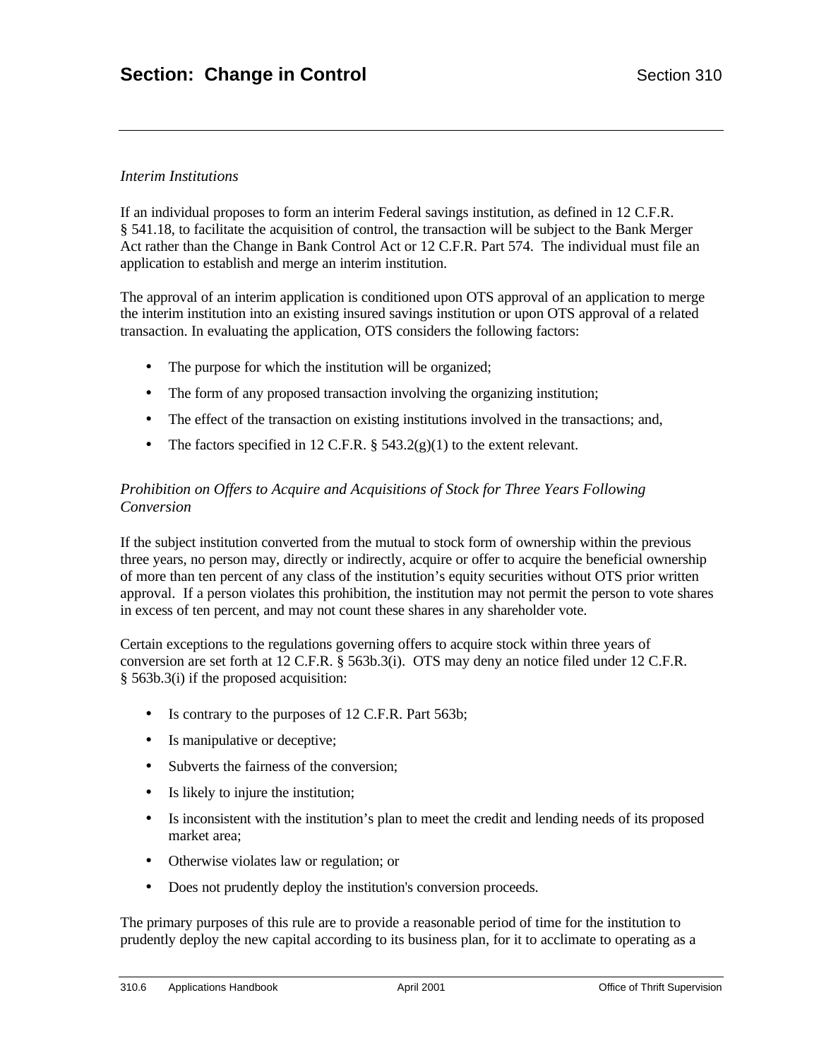*Interim Institutions*

If an individual proposes to form an interim Federal savings institution, as defined in 12 C.F.R. § 541.18, to facilitate the acquisition of control, the transaction will be subject to the Bank Merger Act rather than the Change in Bank Control Act or 12 C.F.R. Part 574. The individual must file an application to establish and merge an interim institution.

The approval of an interim application is conditioned upon OTS approval of an application to merge the interim institution into an existing insured savings institution or upon OTS approval of a related transaction. In evaluating the application, OTS considers the following factors:

- The purpose for which the institution will be organized;
- The form of any proposed transaction involving the organizing institution;
- The effect of the transaction on existing institutions involved in the transactions; and,
- The factors specified in 12 C.F.R. § 543.2(g)(1) to the extent relevant.

*Prohibition on Offers to Acquire and Acquisitions of Stock for Three Years Following Conversion*

If the subject institution converted from the mutual to stock form of ownership within the previous three years, no person may, directly or indirectly, acquire or offer to acquire the beneficial ownership of more than ten percent of any class of the institution's equity securities without OTS prior written approval. If a person violates this prohibition, the institution may not permit the person to vote shares in excess of ten percent, and may not count these shares in any shareholder vote.

Certain exceptions to the regulations governing offers to acquire stock within three years of conversion are set forth at 12 C.F.R. § 563b.3(i). OTS may deny an notice filed under 12 C.F.R. § 563b.3(i) if the proposed acquisition:

- Is contrary to the purposes of 12 C.F.R. Part 563b;
- Is manipulative or deceptive;
- Subverts the fairness of the conversion;
- Is likely to injure the institution;
- Is inconsistent with the institution's plan to meet the credit and lending needs of its proposed market area;
- Otherwise violates law or regulation; or
- Does not prudently deploy the institution's conversion proceeds.

The primary purposes of this rule are to provide a reasonable period of time for the institution to prudently deploy the new capital according to its business plan, for it to acclimate to operating as a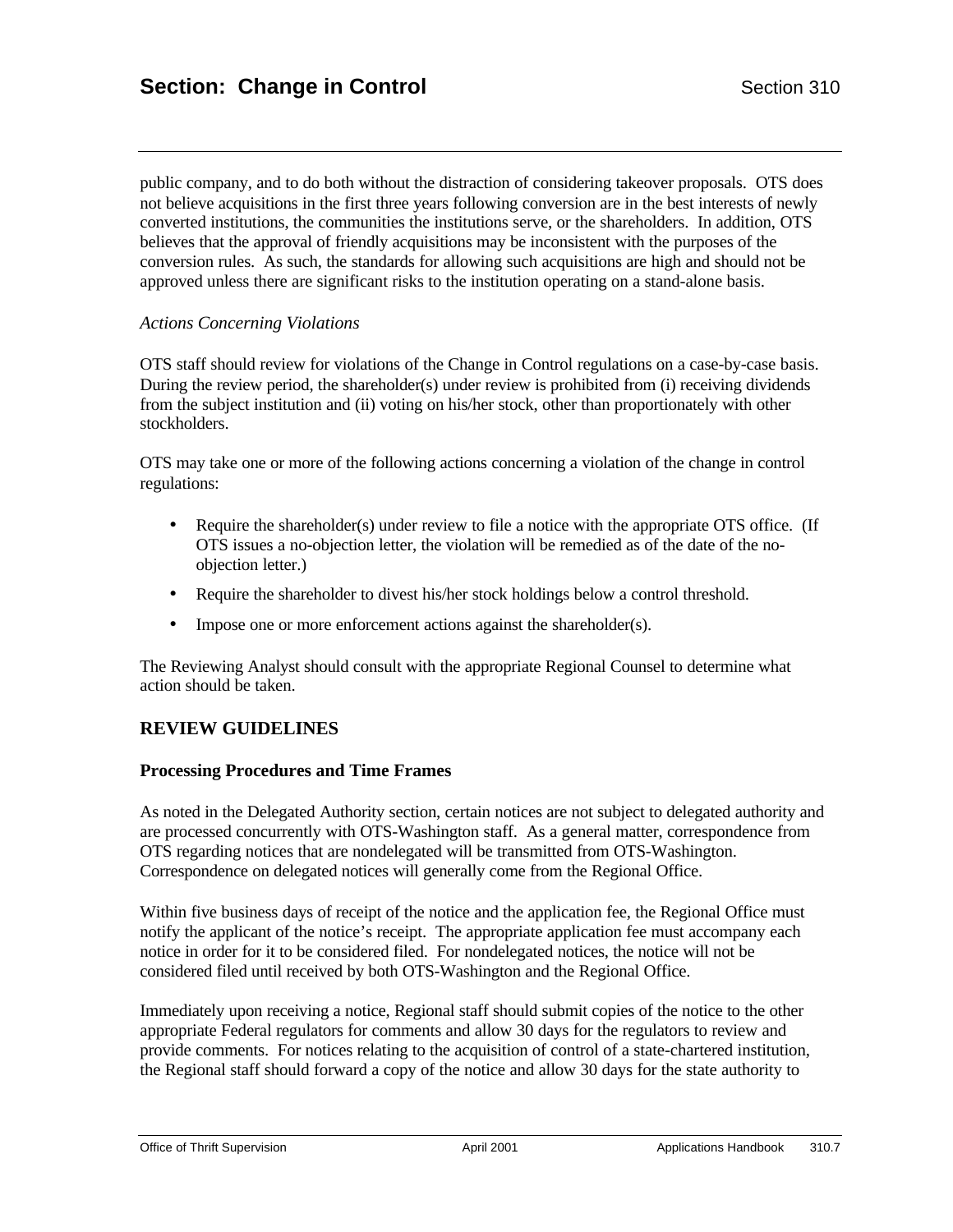public company, and to do both without the distraction of considering takeover proposals. OTS does not believe acquisitions in the first three years following conversion are in the best interests of newly converted institutions, the communities the institutions serve, or the shareholders. In addition, OTS believes that the approval of friendly acquisitions may be inconsistent with the purposes of the conversion rules. As such, the standards for allowing such acquisitions are high and should not be approved unless there are significant risks to the institution operating on a stand-alone basis.

*Actions Concerning Violations*

OTS staff should review for violations of the Change in Control regulations on a case-by-case basis. During the review period, the shareholder(s) under review is prohibited from (i) receiving dividends from the subject institution and (ii) voting on his/her stock, other than proportionately with other stockholders.

OTS may take one or more of the following actions concerning a violation of the change in control regulations:

- Require the shareholder(s) under review to file a notice with the appropriate OTS office. (If OTS issues a no-objection letter, the violation will be remedied as of the date of the no-objection letter.)
- Require the shareholder to divest his/her stock holdings below a control threshold.
- Impose one or more enforcement actions against the shareholder(s).

The Reviewing Analyst should consult with the appropriate Regional Counsel to determine what action should be taken.

## REVIEW GUIDELINES

### Processing Procedures and Time Frames

As noted in the Delegated Authority section, certain notices are not subject to delegated authority and are processed concurrently with OTS-Washington staff. As a general matter, correspondence from OTS regarding notices that are nondelegated will be transmitted from OTS-Washington. Correspondence on delegated notices will generally come from the Regional Office.

Within five business days of receipt of the notice and the application fee, the Regional Office must notify the applicant of the notice's receipt. The appropriate application fee must accompany each notice in order for it to be considered filed. For nondelegated notices, the notice will not be considered filed until received by both OTS-Washington and the Regional Office.

Immediately upon receiving a notice, Regional staff should submit copies of the notice to the other appropriate Federal regulators for comments and allow 30 days for the regulators to review and provide comments. For notices relating to the acquisition of control of a state-chartered institution, the Regional staff should forward a copy of the notice and allow 30 days for the state authority to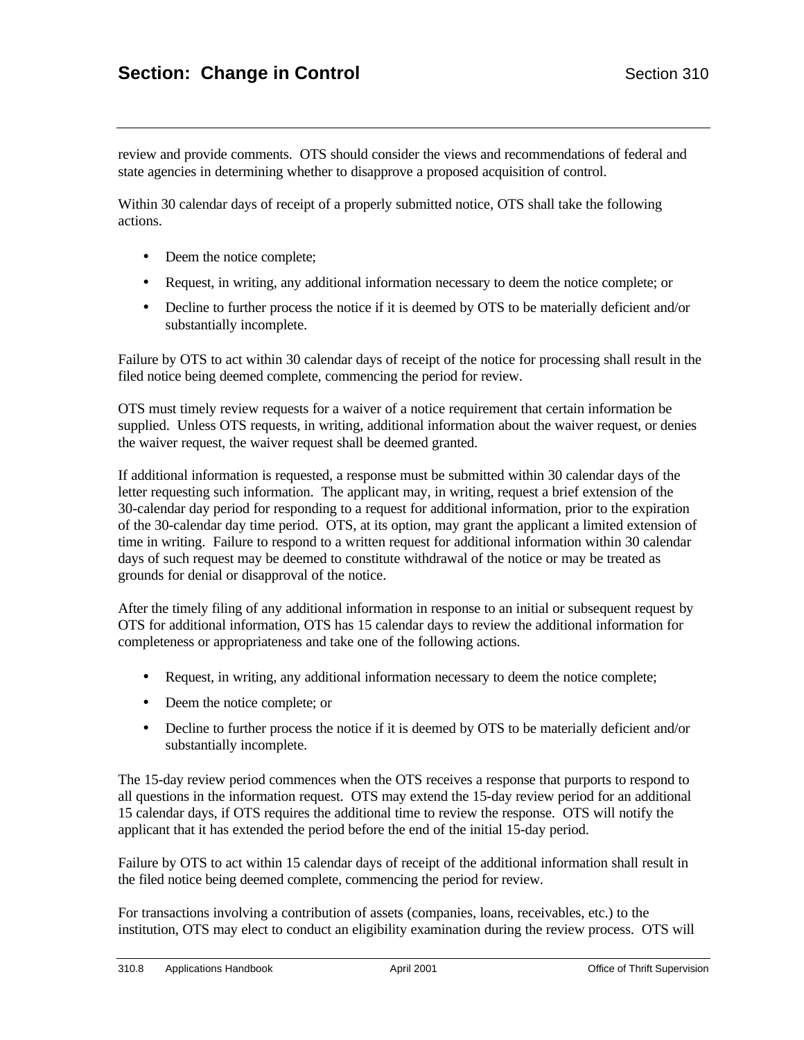review and provide comments. OTS should consider the views and recommendations of federal and state agencies in determining whether to disapprove a proposed acquisition of control.

Within 30 calendar days of receipt of a properly submitted notice, OTS shall take the following actions.

- Deem the notice complete;
- Request, in writing, any additional information necessary to deem the notice complete; or
- Decline to further process the notice if it is deemed by OTS to be materially deficient and/or substantially incomplete.

Failure by OTS to act within 30 calendar days of receipt of the notice for processing shall result in the filed notice being deemed complete, commencing the period for review.

OTS must timely review requests for a waiver of a notice requirement that certain information be supplied. Unless OTS requests, in writing, additional information about the waiver request, or denies the waiver request, the waiver request shall be deemed granted.

If additional information is requested, a response must be submitted within 30 calendar days of the letter requesting such information. The applicant may, in writing, request a brief extension of the 30-calendar day period for responding to a request for additional information, prior to the expiration of the 30-calendar day time period. OTS, at its option, may grant the applicant a limited extension of time in writing. Failure to respond to a written request for additional information within 30 calendar days of such request may be deemed to constitute withdrawal of the notice or may be treated as grounds for denial or disapproval of the notice.

After the timely filing of any additional information in response to an initial or subsequent request by OTS for additional information, OTS has 15 calendar days to review the additional information for completeness or appropriateness and take one of the following actions.

- Request, in writing, any additional information necessary to deem the notice complete;
- Deem the notice complete; or
- Decline to further process the notice if it is deemed by OTS to be materially deficient and/or substantially incomplete.

The 15-day review period commences when the OTS receives a response that purports to respond to all questions in the information request. OTS may extend the 15-day review period for an additional 15 calendar days, if OTS requires the additional time to review the response. OTS will notify the applicant that it has extended the period before the end of the initial 15-day period.

Failure by OTS to act within 15 calendar days of receipt of the additional information shall result in the filed notice being deemed complete, commencing the period for review.

For transactions involving a contribution of assets (companies, loans, receivables, etc.) to the institution, OTS may elect to conduct an eligibility examination during the review process. OTS will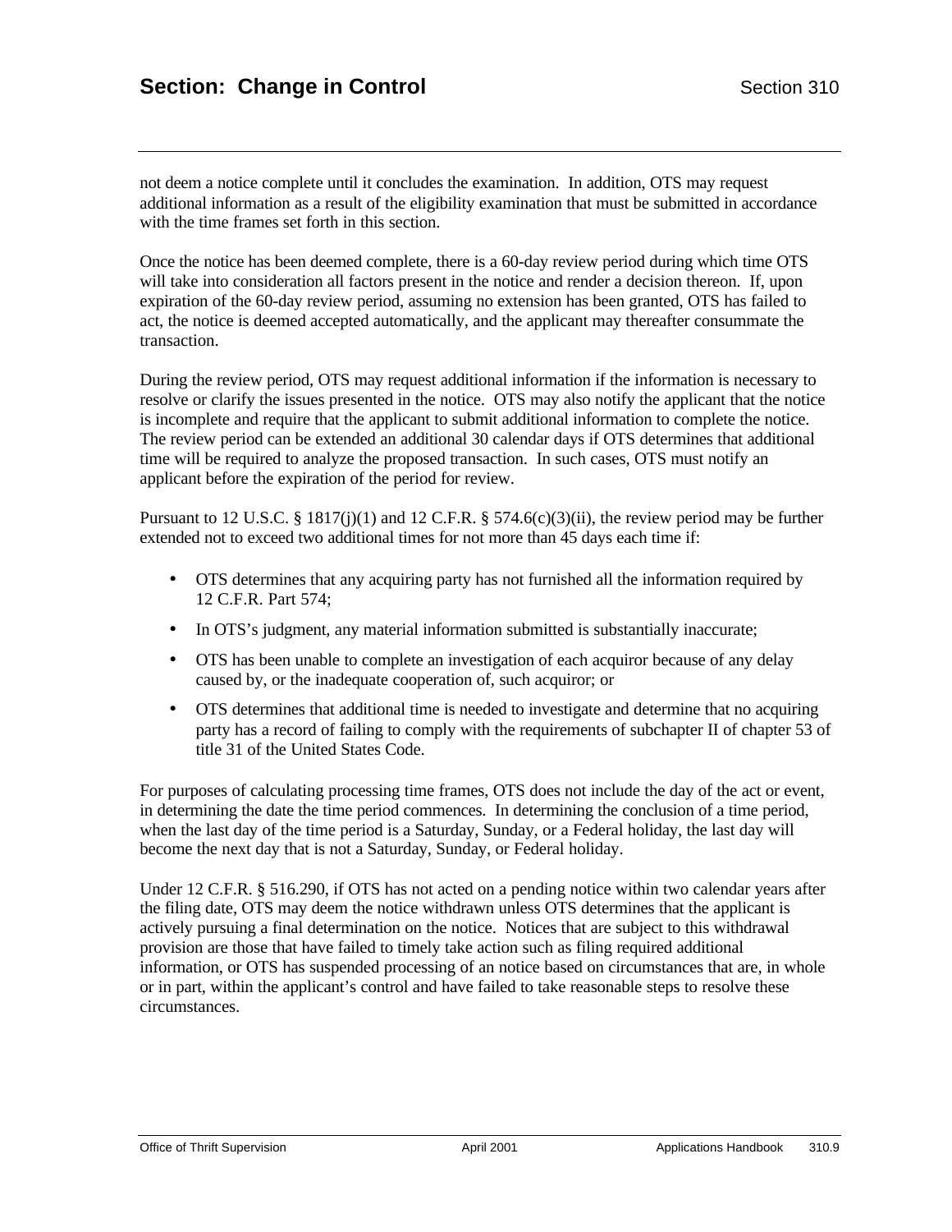not deem a notice complete until it concludes the examination. In addition, OTS may request additional information as a result of the eligibility examination that must be submitted in accordance with the time frames set forth in this section.

Once the notice has been deemed complete, there is a 60-day review period during which time OTS will take into consideration all factors present in the notice and render a decision thereon. If, upon expiration of the 60-day review period, assuming no extension has been granted, OTS has failed to act, the notice is deemed accepted automatically, and the applicant may thereafter consummate the transaction.

During the review period, OTS may request additional information if the information is necessary to resolve or clarify the issues presented in the notice. OTS may also notify the applicant that the notice is incomplete and require that the applicant to submit additional information to complete the notice. The review period can be extended an additional 30 calendar days if OTS determines that additional time will be required to analyze the proposed transaction. In such cases, OTS must notify an applicant before the expiration of the period for review.

Pursuant to 12 U.S.C. § 1817(j)(1) and 12 C.F.R. § 574.6(c)(3)(ii), the review period may be further extended not to exceed two additional times for not more than 45 days each time if:

- OTS determines that any acquiring party has not furnished all the information required by 12 C.F.R. Part 574;
- In OTS's judgment, any material information submitted is substantially inaccurate;
- OTS has been unable to complete an investigation of each acquiror because of any delay caused by, or the inadequate cooperation of, such acquiror; or
- OTS determines that additional time is needed to investigate and determine that no acquiring party has a record of failing to comply with the requirements of subchapter II of chapter 53 of title 31 of the United States Code.

For purposes of calculating processing time frames, OTS does not include the day of the act or event, in determining the date the time period commences. In determining the conclusion of a time period, when the last day of the time period is a Saturday, Sunday, or a Federal holiday, the last day will become the next day that is not a Saturday, Sunday, or Federal holiday.

Under 12 C.F.R. § 516.290, if OTS has not acted on a pending notice within two calendar years after the filing date, OTS may deem the notice withdrawn unless OTS determines that the applicant is actively pursuing a final determination on the notice. Notices that are subject to this withdrawal provision are those that have failed to timely take action such as filing required additional information, or OTS has suspended processing of an notice based on circumstances that are, in whole or in part, within the applicant's control and have failed to take reasonable steps to resolve these circumstances.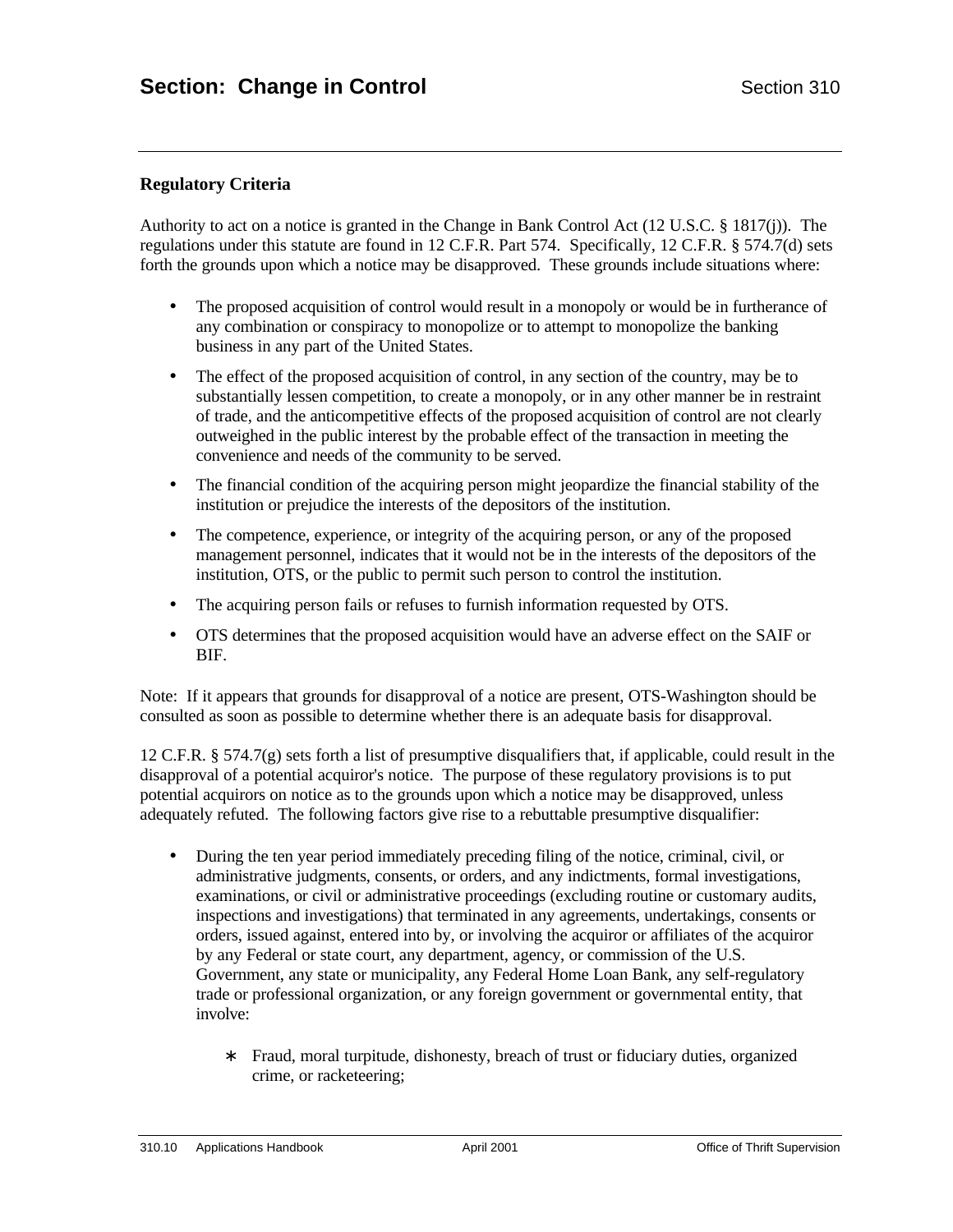### Regulatory Criteria

Authority to act on a notice is granted in the Change in Bank Control Act (12 U.S.C. § 1817(j)). The regulations under this statute are found in 12 C.F.R. Part 574. Specifically, 12 C.F.R. § 574.7(d) sets forth the grounds upon which a notice may be disapproved. These grounds include situations where:

- The proposed acquisition of control would result in a monopoly or would be in furtherance of any combination or conspiracy to monopolize or to attempt to monopolize the banking business in any part of the United States.
- The effect of the proposed acquisition of control, in any section of the country, may be to substantially lessen competition, to create a monopoly, or in any other manner be in restraint of trade, and the anticompetitive effects of the proposed acquisition of control are not clearly outweighed in the public interest by the probable effect of the transaction in meeting the convenience and needs of the community to be served.
- The financial condition of the acquiring person might jeopardize the financial stability of the institution or prejudice the interests of the depositors of the institution.
- The competence, experience, or integrity of the acquiring person, or any of the proposed management personnel, indicates that it would not be in the interests of the depositors of the institution, OTS, or the public to permit such person to control the institution.
- The acquiring person fails or refuses to furnish information requested by OTS.
- OTS determines that the proposed acquisition would have an adverse effect on the SAIF or BIF.

Note: If it appears that grounds for disapproval of a notice are present, OTS-Washington should be consulted as soon as possible to determine whether there is an adequate basis for disapproval.

12 C.F.R. § 574.7(g) sets forth a list of presumptive disqualifiers that, if applicable, could result in the disapproval of a potential acquiror's notice. The purpose of these regulatory provisions is to put potential acquirors on notice as to the grounds upon which a notice may be disapproved, unless adequately refuted. The following factors give rise to a rebuttable presumptive disqualifier:

- During the ten year period immediately preceding filing of the notice, criminal, civil, or administrative judgments, consents, or orders, and any indictments, formal investigations, examinations, or civil or administrative proceedings (excluding routine or customary audits, inspections and investigations) that terminated in any agreements, undertakings, consents or orders, issued against, entered into by, or involving the acquiror or affiliates of the acquiror by any Federal or state court, any department, agency, or commission of the U.S. Government, any state or municipality, any Federal Home Loan Bank, any self-regulatory trade or professional organization, or any foreign government or governmental entity, that involve:
    - Fraud, moral turpitude, dishonesty, breach of trust or fiduciary duties, organized crime, or racketeering;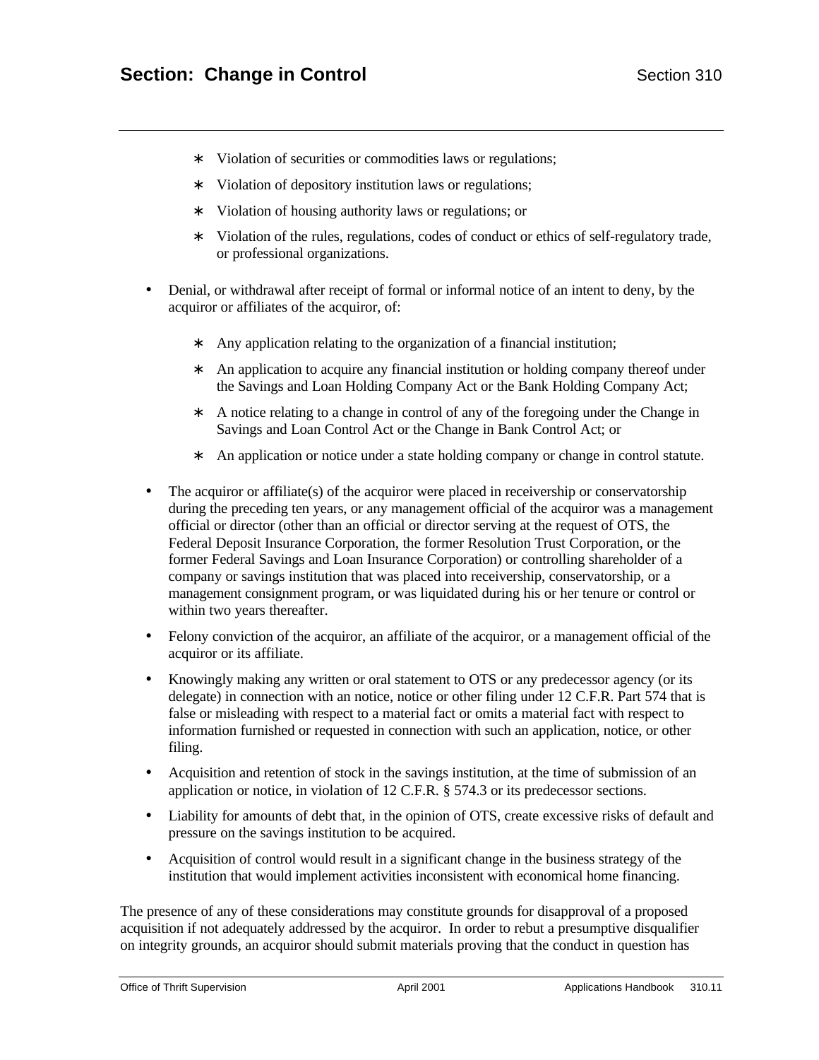- Violation of securities or commodities laws or regulations;
  - Violation of depository institution laws or regulations;
  - Violation of housing authority laws or regulations; or
  - Violation of the rules, regulations, codes of conduct or ethics of self-regulatory trade, or professional organizations.

- Denial, or withdrawal after receipt of formal or informal notice of an intent to deny, by the acquiror or affiliates of the acquiror, of:
  - Any application relating to the organization of a financial institution;
  - An application to acquire any financial institution or holding company thereof under the Savings and Loan Holding Company Act or the Bank Holding Company Act;
  - A notice relating to a change in control of any of the foregoing under the Change in Savings and Loan Control Act or the Change in Bank Control Act; or
  - An application or notice under a state holding company or change in control statute.

- The acquiror or affiliate(s) of the acquiror were placed in receivership or conservatorship during the preceding ten years, or any management official of the acquiror was a management official or director (other than an official or director serving at the request of OTS, the Federal Deposit Insurance Corporation, the former Resolution Trust Corporation, or the former Federal Savings and Loan Insurance Corporation) or controlling shareholder of a company or savings institution that was placed into receivership, conservatorship, or a management consignment program, or was liquidated during his or her tenure or control or within two years thereafter.

- Felony conviction of the acquiror, an affiliate of the acquiror, or a management official of the acquiror or its affiliate.

- Knowingly making any written or oral statement to OTS or any predecessor agency (or its delegate) in connection with an notice, notice or other filing under 12 C.F.R. Part 574 that is false or misleading with respect to a material fact or omits a material fact with respect to information furnished or requested in connection with such an application, notice, or other filing.

- Acquisition and retention of stock in the savings institution, at the time of submission of an application or notice, in violation of 12 C.F.R. § 574.3 or its predecessor sections.

- Liability for amounts of debt that, in the opinion of OTS, create excessive risks of default and pressure on the savings institution to be acquired.

- Acquisition of control would result in a significant change in the business strategy of the institution that would implement activities inconsistent with economical home financing.

The presence of any of these considerations may constitute grounds for disapproval of a proposed acquisition if not adequately addressed by the acquiror. In order to rebut a presumptive disqualifier on integrity grounds, an acquiror should submit materials proving that the conduct in question has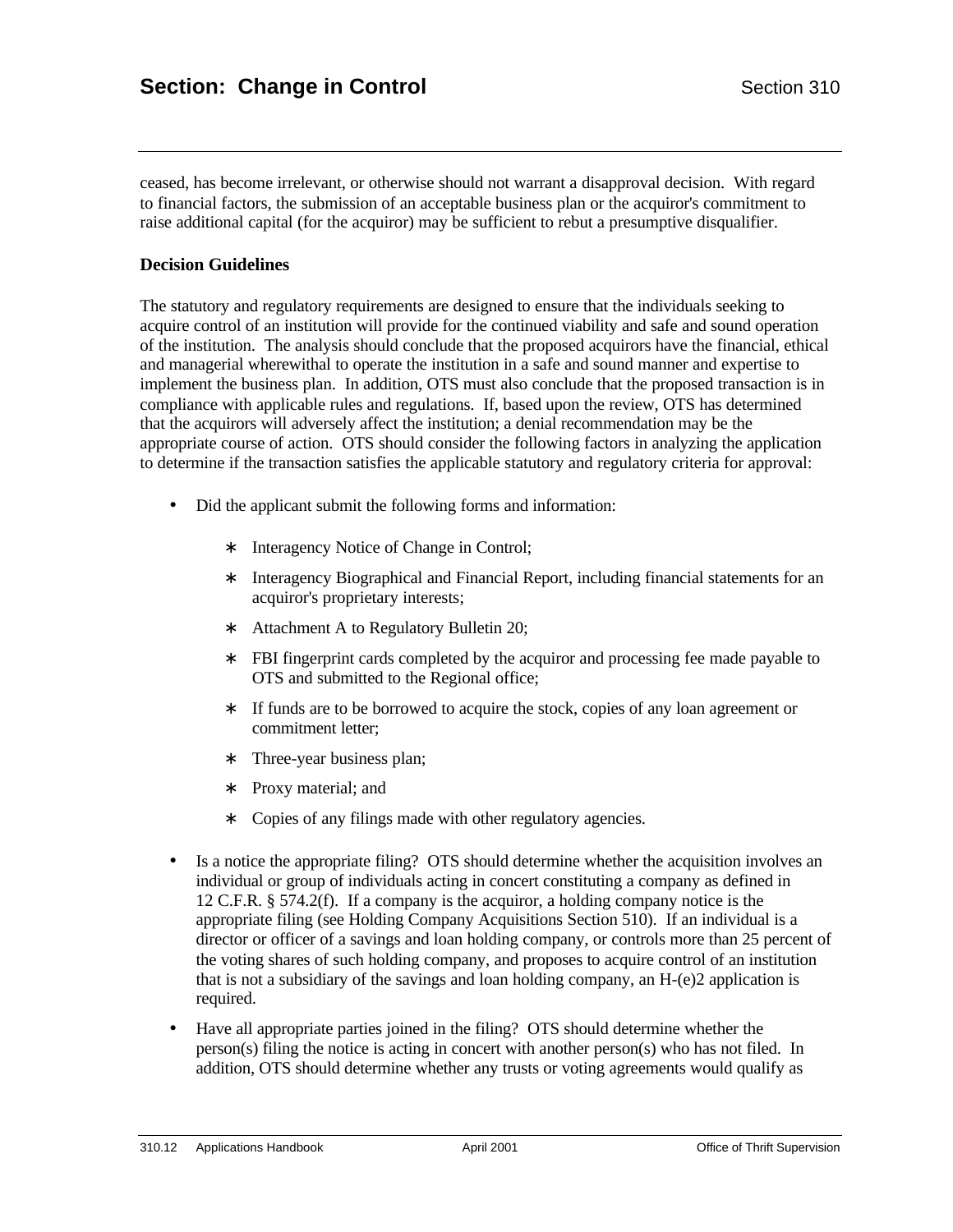ceased, has become irrelevant, or otherwise should not warrant a disapproval decision. With regard to financial factors, the submission of an acceptable business plan or the acquiror's commitment to raise additional capital (for the acquiror) may be sufficient to rebut a presumptive disqualifier.

**Decision Guidelines**

The statutory and regulatory requirements are designed to ensure that the individuals seeking to acquire control of an institution will provide for the continued viability and safe and sound operation of the institution. The analysis should conclude that the proposed acquirors have the financial, ethical and managerial wherewithal to operate the institution in a safe and sound manner and expertise to implement the business plan. In addition, OTS must also conclude that the proposed transaction is in compliance with applicable rules and regulations. If, based upon the review, OTS has determined that the acquirors will adversely affect the institution; a denial recommendation may be the appropriate course of action. OTS should consider the following factors in analyzing the application to determine if the transaction satisfies the applicable statutory and regulatory criteria for approval:

- Did the applicant submit the following forms and information:
  - Interagency Notice of Change in Control;
  - Interagency Biographical and Financial Report, including financial statements for an acquiror's proprietary interests;
  - Attachment A to Regulatory Bulletin 20;
  - FBI fingerprint cards completed by the acquiror and processing fee made payable to OTS and submitted to the Regional office;
  - If funds are to be borrowed to acquire the stock, copies of any loan agreement or commitment letter;
  - Three-year business plan;
  - Proxy material; and
  - Copies of any filings made with other regulatory agencies.
- Is a notice the appropriate filing? OTS should determine whether the acquisition involves an individual or group of individuals acting in concert constituting a company as defined in 12 C.F.R. § 574.2(f). If a company is the acquiror, a holding company notice is the appropriate filing (see Holding Company Acquisitions Section 510). If an individual is a director or officer of a savings and loan holding company, or controls more than 25 percent of the voting shares of such holding company, and proposes to acquire control of an institution that is not a subsidiary of the savings and loan holding company, an H-(e)2 application is required.
- Have all appropriate parties joined in the filing? OTS should determine whether the person(s) filing the notice is acting in concert with another person(s) who has not filed. In addition, OTS should determine whether any trusts or voting agreements would qualify as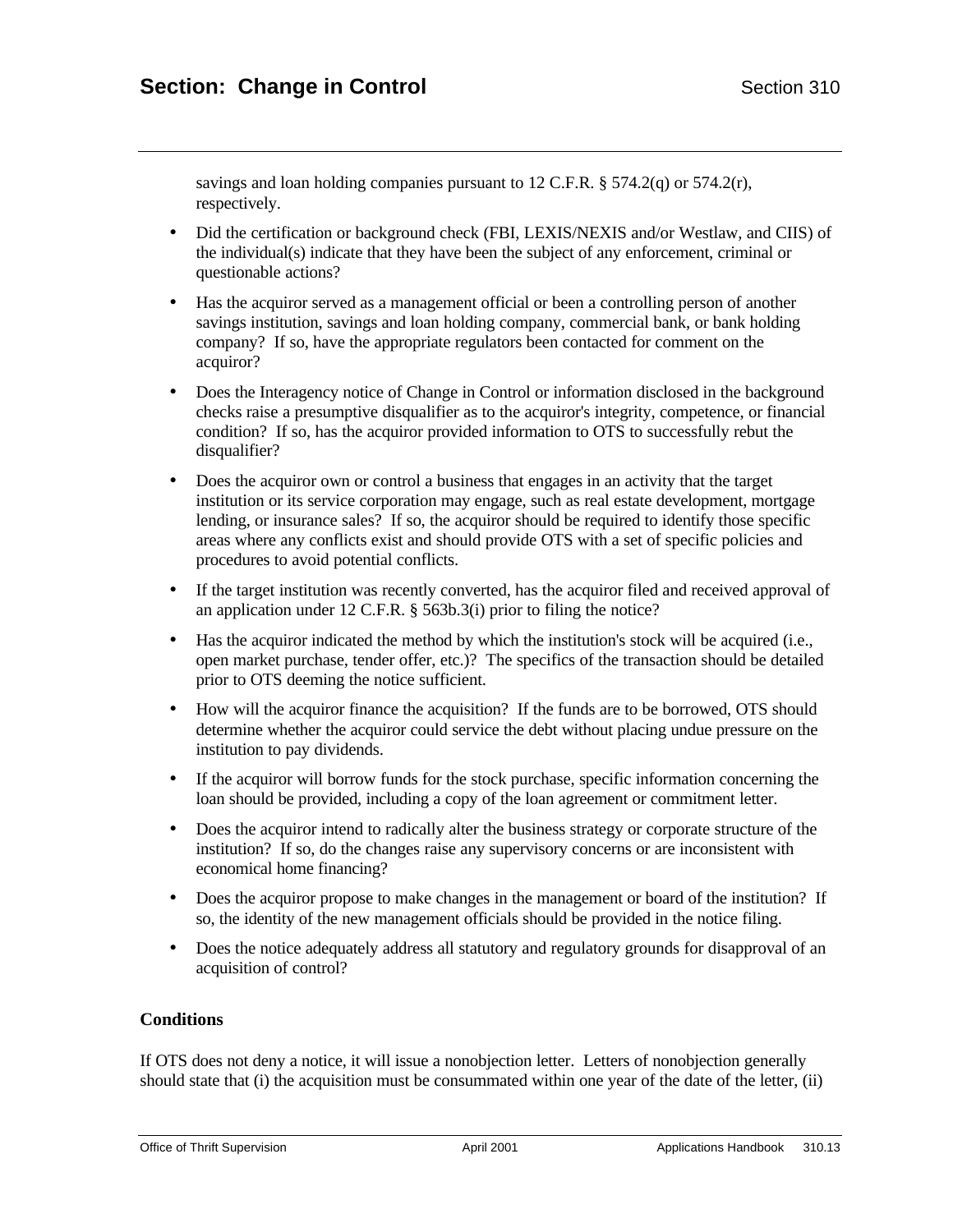savings and loan holding companies pursuant to 12 C.F.R. § 574.2(q) or 574.2(r), respectively.

- Did the certification or background check (FBI, LEXIS/NEXIS and/or Westlaw, and CIIS) of the individual(s) indicate that they have been the subject of any enforcement, criminal or questionable actions?
- Has the acquiror served as a management official or been a controlling person of another savings institution, savings and loan holding company, commercial bank, or bank holding company? If so, have the appropriate regulators been contacted for comment on the acquiror?
- Does the Interagency notice of Change in Control or information disclosed in the background checks raise a presumptive disqualifier as to the acquiror's integrity, competence, or financial condition? If so, has the acquiror provided information to OTS to successfully rebut the disqualifier?
- Does the acquiror own or control a business that engages in an activity that the target institution or its service corporation may engage, such as real estate development, mortgage lending, or insurance sales? If so, the acquiror should be required to identify those specific areas where any conflicts exist and should provide OTS with a set of specific policies and procedures to avoid potential conflicts.
- If the target institution was recently converted, has the acquiror filed and received approval of an application under 12 C.F.R. § 563b.3(i) prior to filing the notice?
- Has the acquiror indicated the method by which the institution's stock will be acquired (i.e., open market purchase, tender offer, etc.)? The specifics of the transaction should be detailed prior to OTS deeming the notice sufficient.
- How will the acquiror finance the acquisition? If the funds are to be borrowed, OTS should determine whether the acquiror could service the debt without placing undue pressure on the institution to pay dividends.
- If the acquiror will borrow funds for the stock purchase, specific information concerning the loan should be provided, including a copy of the loan agreement or commitment letter.
- Does the acquiror intend to radically alter the business strategy or corporate structure of the institution? If so, do the changes raise any supervisory concerns or are inconsistent with economical home financing?
- Does the acquiror propose to make changes in the management or board of the institution? If so, the identity of the new management officials should be provided in the notice filing.
- Does the notice adequately address all statutory and regulatory grounds for disapproval of an acquisition of control?

### Conditions

If OTS does not deny a notice, it will issue a nonobjection letter. Letters of nonobjection generally should state that (i) the acquisition must be consummated within one year of the date of the letter, (ii)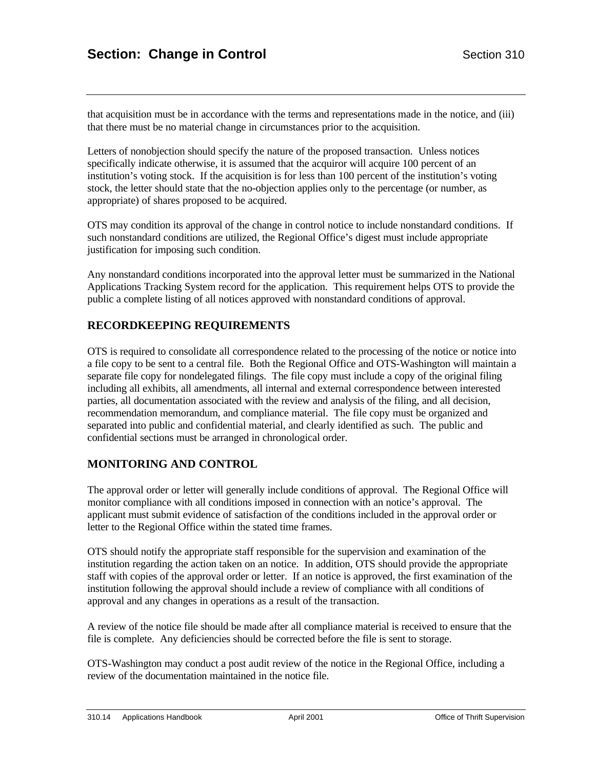that acquisition must be in accordance with the terms and representations made in the notice, and (iii) that there must be no material change in circumstances prior to the acquisition.

Letters of nonobjection should specify the nature of the proposed transaction. Unless notices specifically indicate otherwise, it is assumed that the acquiror will acquire 100 percent of an institution's voting stock. If the acquisition is for less than 100 percent of the institution's voting stock, the letter should state that the no-objection applies only to the percentage (or number, as appropriate) of shares proposed to be acquired.

OTS may condition its approval of the change in control notice to include nonstandard conditions. If such nonstandard conditions are utilized, the Regional Office's digest must include appropriate justification for imposing such condition.

Any nonstandard conditions incorporated into the approval letter must be summarized in the National Applications Tracking System record for the application. This requirement helps OTS to provide the public a complete listing of all notices approved with nonstandard conditions of approval.

## RECORDKEEPING REQUIREMENTS

OTS is required to consolidate all correspondence related to the processing of the notice or notice into a file copy to be sent to a central file. Both the Regional Office and OTS-Washington will maintain a separate file copy for nondelegated filings. The file copy must include a copy of the original filing including all exhibits, all amendments, all internal and external correspondence between interested parties, all documentation associated with the review and analysis of the filing, and all decision, recommendation memorandum, and compliance material. The file copy must be organized and separated into public and confidential material, and clearly identified as such. The public and confidential sections must be arranged in chronological order.

## MONITORING AND CONTROL

The approval order or letter will generally include conditions of approval. The Regional Office will monitor compliance with all conditions imposed in connection with an notice's approval. The applicant must submit evidence of satisfaction of the conditions included in the approval order or letter to the Regional Office within the stated time frames.

OTS should notify the appropriate staff responsible for the supervision and examination of the institution regarding the action taken on an notice. In addition, OTS should provide the appropriate staff with copies of the approval order or letter. If an notice is approved, the first examination of the institution following the approval should include a review of compliance with all conditions of approval and any changes in operations as a result of the transaction.

A review of the notice file should be made after all compliance material is received to ensure that the file is complete. Any deficiencies should be corrected before the file is sent to storage.

OTS-Washington may conduct a post audit review of the notice in the Regional Office, including a review of the documentation maintained in the notice file.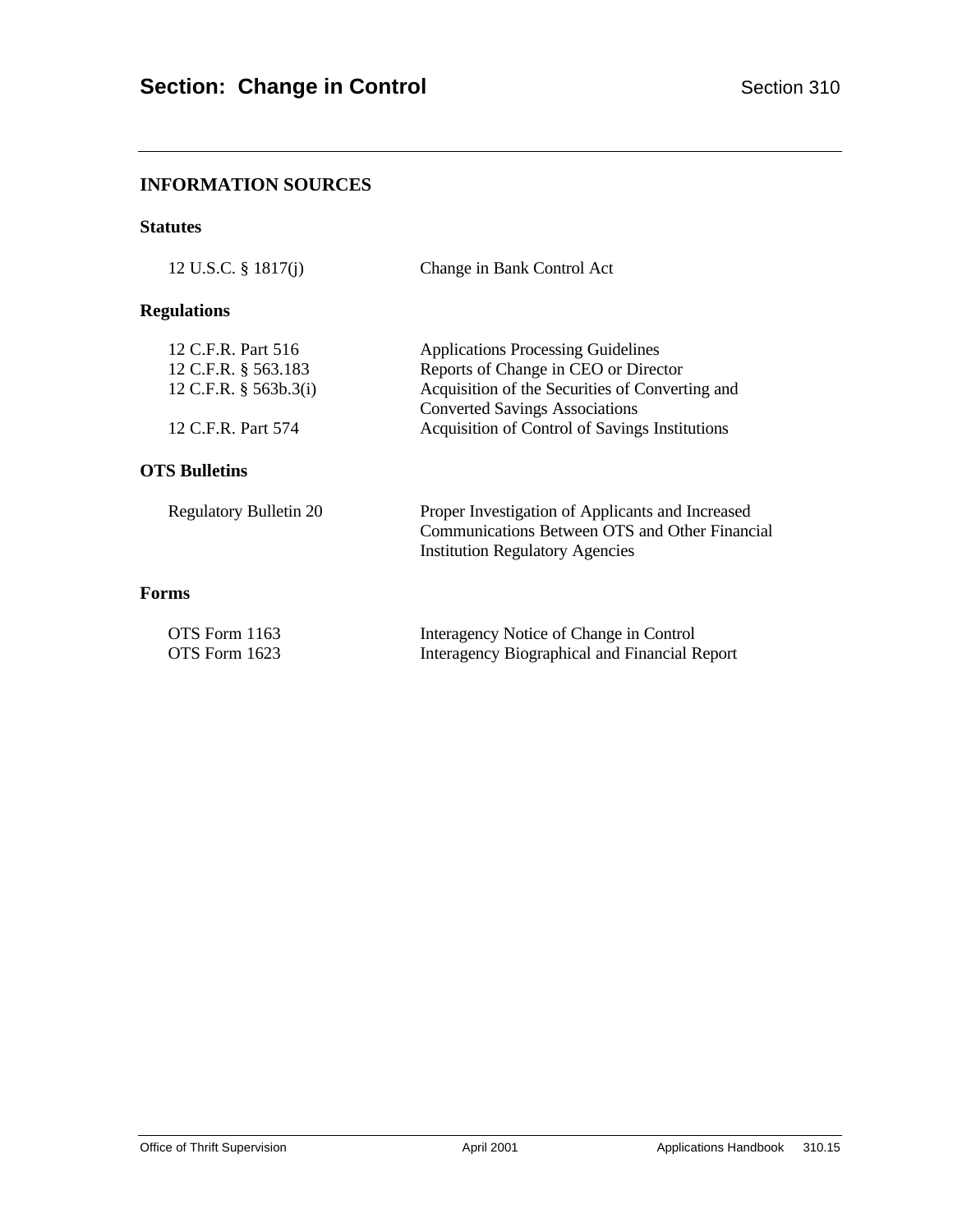# Section: Change in Control

Section 310

## INFORMATION SOURCES

### Statutes

| | |
|---|---|
| 12 U.S.C. § 1817(j) | Change in Bank Control Act |

### Regulations

| | |
|---|---|
| 12 C.F.R. Part 516 | Applications Processing Guidelines |
| 12 C.F.R. § 563.183 | Reports of Change in CEO or Director |
| 12 C.F.R. § 563b.3(i) | Acquisition of the Securities of Converting and Converted Savings Associations |
| 12 C.F.R. Part 574 | Acquisition of Control of Savings Institutions |

### OTS Bulletins

| | |
|---|---|
| Regulatory Bulletin 20 | Proper Investigation of Applicants and Increased Communications Between OTS and Other Financial Institution Regulatory Agencies |

### Forms

| | |
|---|---|
| OTS Form 1163 | Interagency Notice of Change in Control |
| OTS Form 1623 | Interagency Biographical and Financial Report |